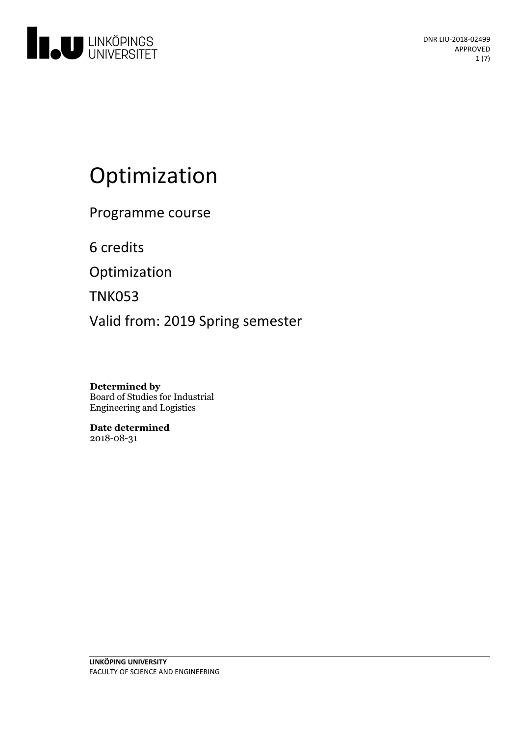# Optimization

Programme course

6 credits

Optimization

TNK053

Valid from: 2019 Spring semester

**Determined by**
Board of Studies for Industrial Engineering and Logistics

**Date determined**
2018-08-31

DNR LIU-2018-02499
APPROVED

LINKÖPING UNIVERSITY
FACULTY OF SCIENCE AND ENGINEERING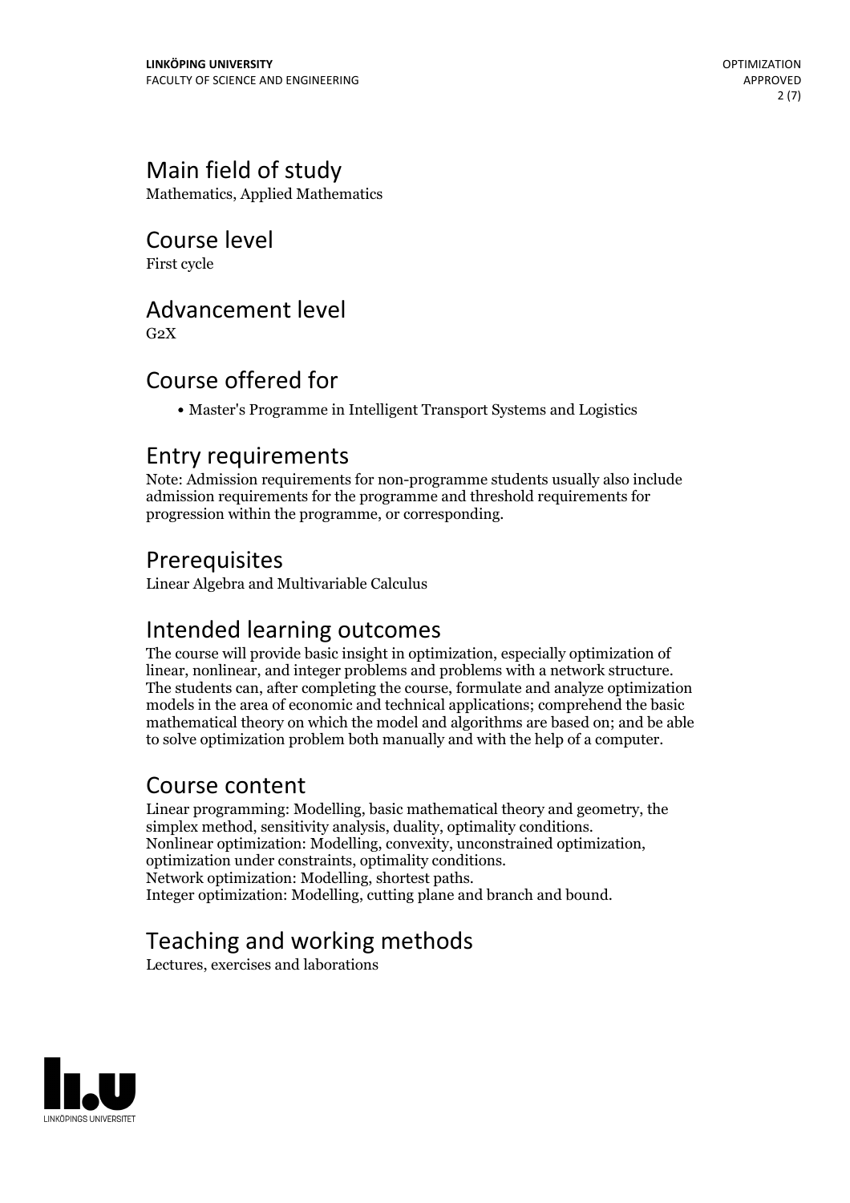## Main field of study

Mathematics, Applied Mathematics

## Course level

First cycle

## Advancement level

G2X

## Course offered for

- Master's Programme in Intelligent Transport Systems and Logistics

## Entry requirements

Note: Admission requirements for non-programme students usually also include admission requirements for the programme and threshold requirements for progression within the programme, or corresponding.

## Prerequisites

Linear Algebra and Multivariable Calculus

## Intended learning outcomes

The course will provide basic insight in optimization, especially optimization of linear, nonlinear, and integer problems and problems with a network structure. The students can, after completing the course, formulate and analyze optimization models in the area of economic and technical applications; comprehend the basic mathematical theory on which the model and algorithms are based on; and be able to solve optimization problem both manually and with the help of a computer.

## Course content

Linear programming: Modelling, basic mathematical theory and geometry, the simplex method, sensitivity analysis, duality, optimality conditions.
Nonlinear optimization: Modelling, convexity, unconstrained optimization, optimization under constraints, optimality conditions.
Network optimization: Modelling, shortest paths.
Integer optimization: Modelling, cutting plane and branch and bound.

## Teaching and working methods

Lectures, exercises and laborations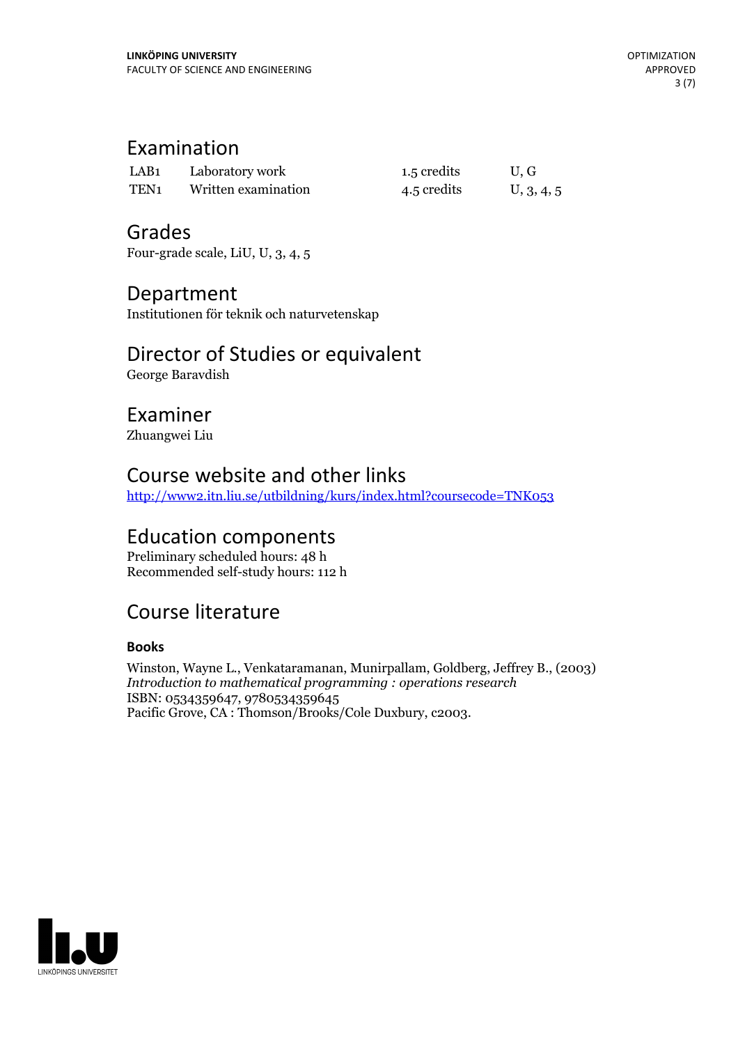## Examination

| | | | |
|---|---|---|---|
| LAB1 | Laboratory work | 1.5 credits | U, G |
| TEN1 | Written examination | 4.5 credits | U, 3, 4, 5 |

## Grades

Four-grade scale, LiU, U, 3, 4, 5

## Department

Institutionen för teknik och naturvetenskap

## Director of Studies or equivalent

George Baravdish

## Examiner

Zhuangwei Liu

## Course website and other links

http://www2.itn.liu.se/utbildning/kurs/index.html?coursecode=TNK053

## Education components

Preliminary scheduled hours: 48 h
Recommended self-study hours: 112 h

## Course literature

**Books**

Winston, Wayne L., Venkataramanan, Munirpallam, Goldberg, Jeffrey B., (2003)
*Introduction to mathematical programming : operations research*
ISBN: 0534359647, 9780534359645
Pacific Grove, CA : Thomson/Brooks/Cole Duxbury, c2003.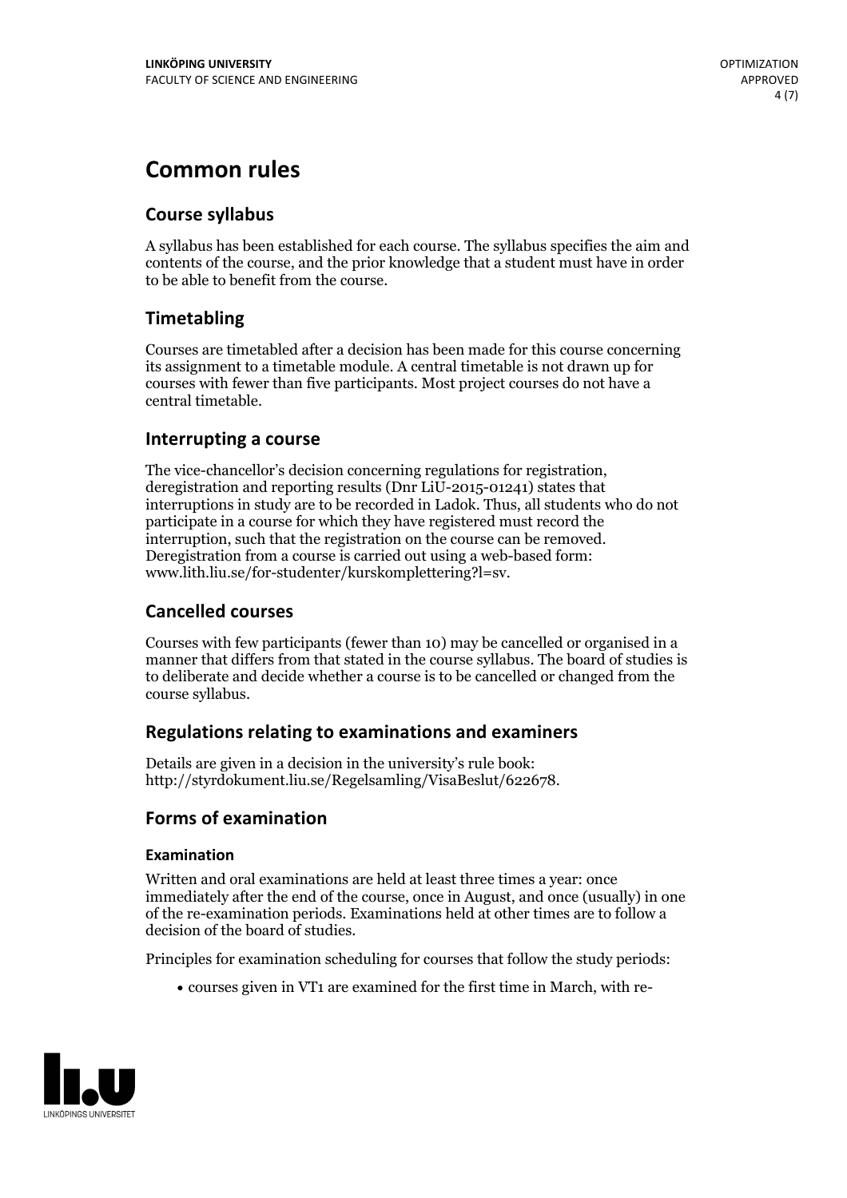# Common rules

## Course syllabus

A syllabus has been established for each course. The syllabus specifies the aim and contents of the course, and the prior knowledge that a student must have in order to be able to benefit from the course.

## Timetabling

Courses are timetabled after a decision has been made for this course concerning its assignment to a timetable module. A central timetable is not drawn up for courses with fewer than five participants. Most project courses do not have a central timetable.

## Interrupting a course

The vice-chancellor's decision concerning regulations for registration, deregistration and reporting results (Dnr LiU-2015-01241) states that interruptions in study are to be recorded in Ladok. Thus, all students who do not participate in a course for which they have registered must record the interruption, such that the registration on the course can be removed. Deregistration from a course is carried out using a web-based form: www.lith.liu.se/for-studenter/kurskomplettering?l=sv.

## Cancelled courses

Courses with few participants (fewer than 10) may be cancelled or organised in a manner that differs from that stated in the course syllabus. The board of studies is to deliberate and decide whether a course is to be cancelled or changed from the course syllabus.

## Regulations relating to examinations and examiners

Details are given in a decision in the university's rule book: http://styrdokument.liu.se/Regelsamling/VisaBeslut/622678.

## Forms of examination

### Examination

Written and oral examinations are held at least three times a year: once immediately after the end of the course, once in August, and once (usually) in one of the re-examination periods. Examinations held at other times are to follow a decision of the board of studies.

Principles for examination scheduling for courses that follow the study periods:

- courses given in VT1 are examined for the first time in March, with re-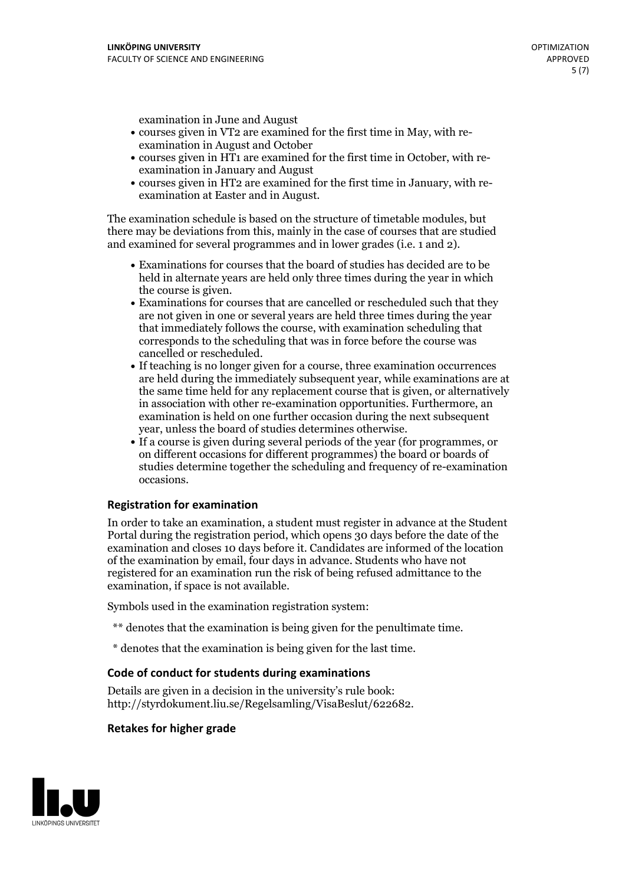examination in June and August

- courses given in VT2 are examined for the first time in May, with re-examination in August and October
- courses given in HT1 are examined for the first time in October, with re-examination in January and August
- courses given in HT2 are examined for the first time in January, with re-examination at Easter and in August.

The examination schedule is based on the structure of timetable modules, but there may be deviations from this, mainly in the case of courses that are studied and examined for several programmes and in lower grades (i.e. 1 and 2).

- Examinations for courses that the board of studies has decided are to be held in alternate years are held only three times during the year in which the course is given.
- Examinations for courses that are cancelled or rescheduled such that they are not given in one or several years are held three times during the year that immediately follows the course, with examination scheduling that corresponds to the scheduling that was in force before the course was cancelled or rescheduled.
- If teaching is no longer given for a course, three examination occurrences are held during the immediately subsequent year, while examinations are at the same time held for any replacement course that is given, or alternatively in association with other re-examination opportunities. Furthermore, an examination is held on one further occasion during the next subsequent year, unless the board of studies determines otherwise.
- If a course is given during several periods of the year (for programmes, or on different occasions for different programmes) the board or boards of studies determine together the scheduling and frequency of re-examination occasions.

### Registration for examination

In order to take an examination, a student must register in advance at the Student Portal during the registration period, which opens 30 days before the date of the examination and closes 10 days before it. Candidates are informed of the location of the examination by email, four days in advance. Students who have not registered for an examination run the risk of being refused admittance to the examination, if space is not available.

Symbols used in the examination registration system:

** denotes that the examination is being given for the penultimate time.

* denotes that the examination is being given for the last time.

### Code of conduct for students during examinations

Details are given in a decision in the university's rule book: http://styrdokument.liu.se/Regelsamling/VisaBeslut/622682.

### Retakes for higher grade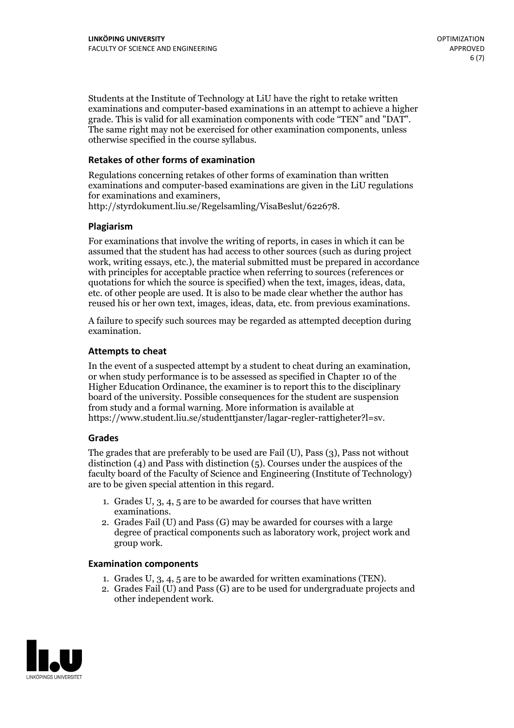Students at the Institute of Technology at LiU have the right to retake written examinations and computer-based examinations in an attempt to achieve a higher grade. This is valid for all examination components with code "TEN" and "DAT". The same right may not be exercised for other examination components, unless otherwise specified in the course syllabus.

### Retakes of other forms of examination

Regulations concerning retakes of other forms of examination than written examinations and computer-based examinations are given in the LiU regulations for examinations and examiners, http://styrdokument.liu.se/Regelsamling/VisaBeslut/622678.

### Plagiarism

For examinations that involve the writing of reports, in cases in which it can be assumed that the student has had access to other sources (such as during project work, writing essays, etc.), the material submitted must be prepared in accordance with principles for acceptable practice when referring to sources (references or quotations for which the source is specified) when the text, images, ideas, data, etc. of other people are used. It is also to be made clear whether the author has reused his or her own text, images, ideas, data, etc. from previous examinations.

A failure to specify such sources may be regarded as attempted deception during examination.

### Attempts to cheat

In the event of a suspected attempt by a student to cheat during an examination, or when study performance is to be assessed as specified in Chapter 10 of the Higher Education Ordinance, the examiner is to report this to the disciplinary board of the university. Possible consequences for the student are suspension from study and a formal warning. More information is available at https://www.student.liu.se/studenttjanster/lagar-regler-rattigheter?l=sv.

### Grades

The grades that are preferably to be used are Fail (U), Pass (3), Pass not without distinction (4) and Pass with distinction (5). Courses under the auspices of the faculty board of the Faculty of Science and Engineering (Institute of Technology) are to be given special attention in this regard.

1. Grades U, 3, 4, 5 are to be awarded for courses that have written examinations.
2. Grades Fail (U) and Pass (G) may be awarded for courses with a large degree of practical components such as laboratory work, project work and group work.

### Examination components

1. Grades U, 3, 4, 5 are to be awarded for written examinations (TEN).
2. Grades Fail (U) and Pass (G) are to be used for undergraduate projects and other independent work.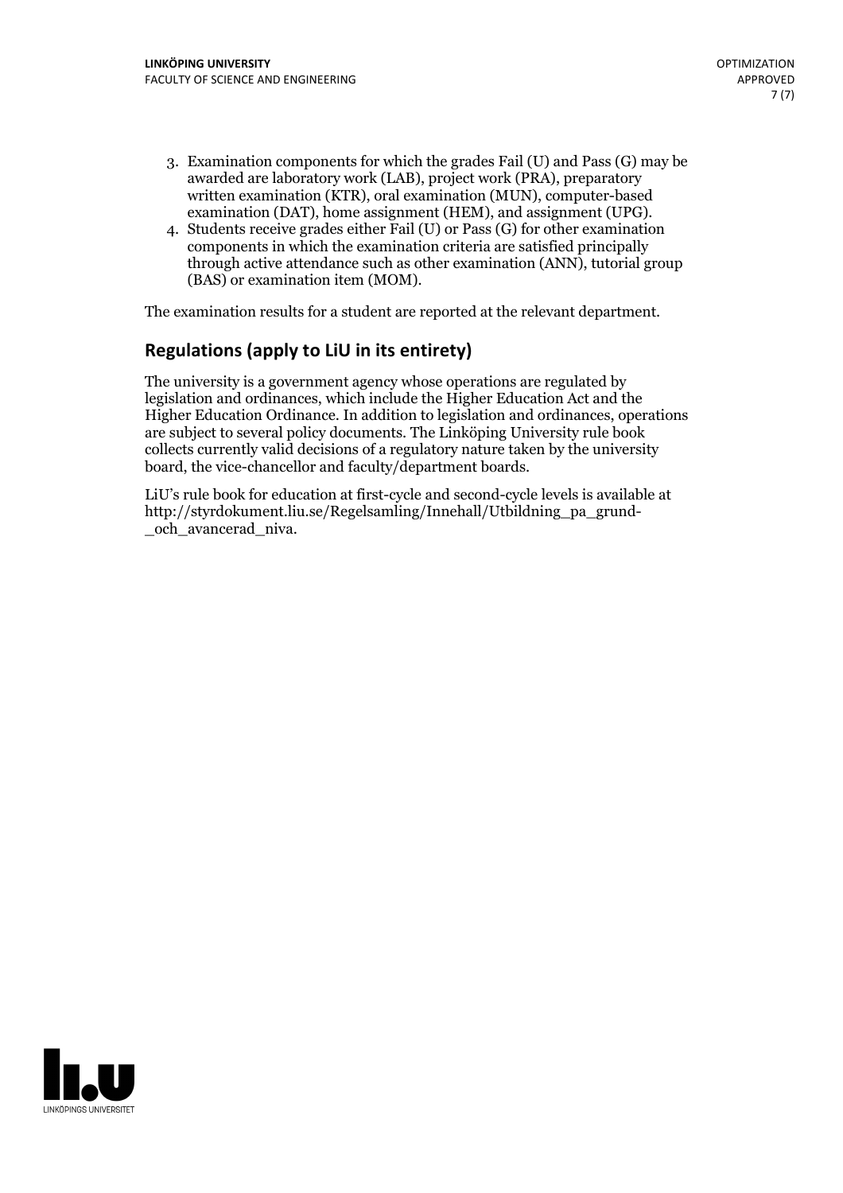3. Examination components for which the grades Fail (U) and Pass (G) may be awarded are laboratory work (LAB), project work (PRA), preparatory written examination (KTR), oral examination (MUN), computer-based examination (DAT), home assignment (HEM), and assignment (UPG).
4. Students receive grades either Fail (U) or Pass (G) for other examination components in which the examination criteria are satisfied principally through active attendance such as other examination (ANN), tutorial group (BAS) or examination item (MOM).

The examination results for a student are reported at the relevant department.

## Regulations (apply to LiU in its entirety)

The university is a government agency whose operations are regulated by legislation and ordinances, which include the Higher Education Act and the Higher Education Ordinance. In addition to legislation and ordinances, operations are subject to several policy documents. The Linköping University rule book collects currently valid decisions of a regulatory nature taken by the university board, the vice-chancellor and faculty/department boards.

LiU's rule book for education at first-cycle and second-cycle levels is available at http://styrdokument.liu.se/Regelsamling/Innehall/Utbildning_pa_grund-_och_avancerad_niva.